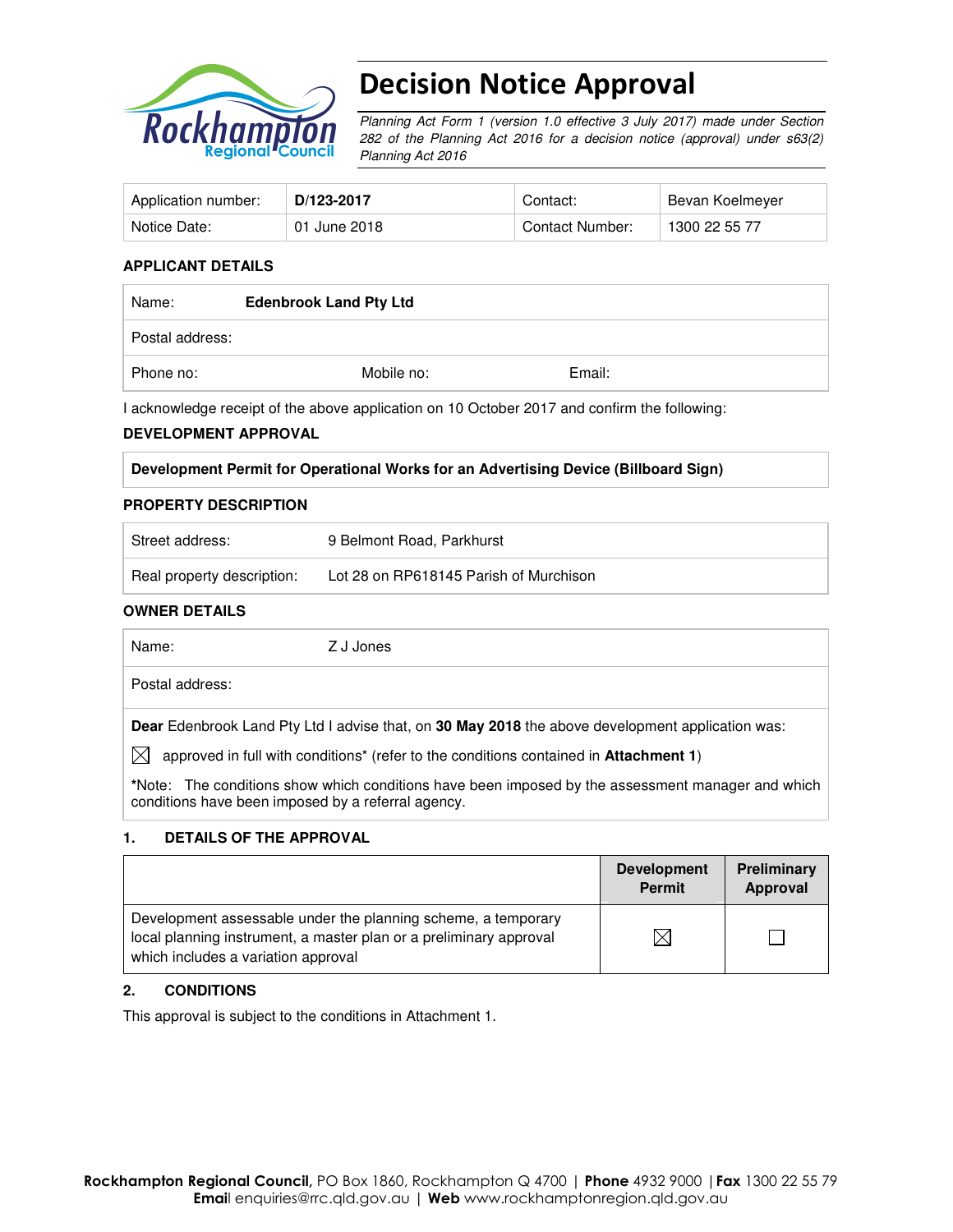# Decision Notice Approval

*Planning Act Form 1 (version 1.0 effective 3 July 2017) made under Section 282 of the Planning Act 2016 for a decision notice (approval) under s63(2) Planning Act 2016*

| Application number: | **D/123-2017** | Contact: | Bevan Koelmeyer |
|---|---|---|---|
| Notice Date: | 01 June 2018 | Contact Number: | 1300 22 55 77 |

**APPLICANT DETAILS**

| Name: | **Edenbrook Land Pty Ltd** | |
|---|---|---|
| Postal address: | | |
| Phone no: | Mobile no: | Email: |

I acknowledge receipt of the above application on 10 October 2017 and confirm the following:

**DEVELOPMENT APPROVAL**

**Development Permit for Operational Works for an Advertising Device (Billboard Sign)**

**PROPERTY DESCRIPTION**

| Street address: | 9 Belmont Road, Parkhurst |
|---|---|
| Real property description: | Lot 28 on RP618145 Parish of Murchison |

**OWNER DETAILS**

| Name: | Z J Jones |
|---|---|
| Postal address: | |

**Dear** Edenbrook Land Pty Ltd I advise that, on **30 May 2018** the above development application was:

☒ approved in full with conditions* (refer to the conditions contained in **Attachment 1**)

*Note: The conditions show which conditions have been imposed by the assessment manager and which conditions have been imposed by a referral agency.

## 1. DETAILS OF THE APPROVAL

| | Development Permit | Preliminary Approval |
|---|---|---|
| Development assessable under the planning scheme, a temporary local planning instrument, a master plan or a preliminary approval which includes a variation approval | ☒ | ☐ |

## 2. CONDITIONS

This approval is subject to the conditions in Attachment 1.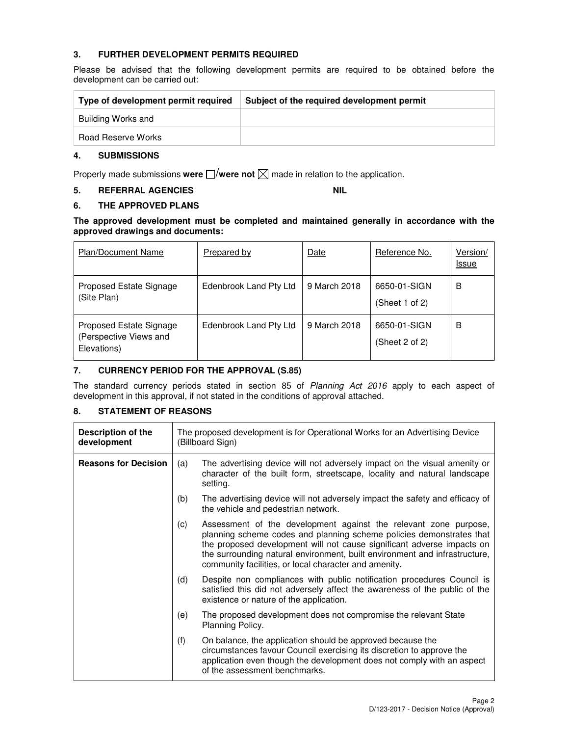### 3. FURTHER DEVELOPMENT PERMITS REQUIRED

Please be advised that the following development permits are required to be obtained before the development can be carried out:

| Type of development permit required | Subject of the required development permit |
|---|---|
| Building Works and | |
| Road Reserve Works | |

### 4. SUBMISSIONS

Properly made submissions **were** ☐/**were not** ☒ made in relation to the application.

### 5. REFERRAL AGENCIES NIL

### 6. THE APPROVED PLANS

**The approved development must be completed and maintained generally in accordance with the approved drawings and documents:**

| Plan/Document Name | Prepared by | Date | Reference No. | Version/ Issue |
|---|---|---|---|---|
| Proposed Estate Signage (Site Plan) | Edenbrook Land Pty Ltd | 9 March 2018 | 6650-01-SIGN (Sheet 1 of 2) | B |
| Proposed Estate Signage (Perspective Views and Elevations) | Edenbrook Land Pty Ltd | 9 March 2018 | 6650-01-SIGN (Sheet 2 of 2) | B |

### 7. CURRENCY PERIOD FOR THE APPROVAL (S.85)

The standard currency periods stated in section 85 of *Planning Act 2016* apply to each aspect of development in this approval, if not stated in the conditions of approval attached.

### 8. STATEMENT OF REASONS

| Description of the development | The proposed development is for Operational Works for an Advertising Device (Billboard Sign) |
|---|---|
| **Reasons for Decision** | (a) The advertising device will not adversely impact on the visual amenity or character of the built form, streetscape, locality and natural landscape setting.<br>(b) The advertising device will not adversely impact the safety and efficacy of the vehicle and pedestrian network.<br>(c) Assessment of the development against the relevant zone purpose, planning scheme codes and planning scheme policies demonstrates that the proposed development will not cause significant adverse impacts on the surrounding natural environment, built environment and infrastructure, community facilities, or local character and amenity.<br>(d) Despite non compliances with public notification procedures Council is satisfied this did not adversely affect the awareness of the public of the existence or nature of the application.<br>(e) The proposed development does not compromise the relevant State Planning Policy.<br>(f) On balance, the application should be approved because the circumstances favour Council exercising its discretion to approve the application even though the development does not comply with an aspect of the assessment benchmarks. |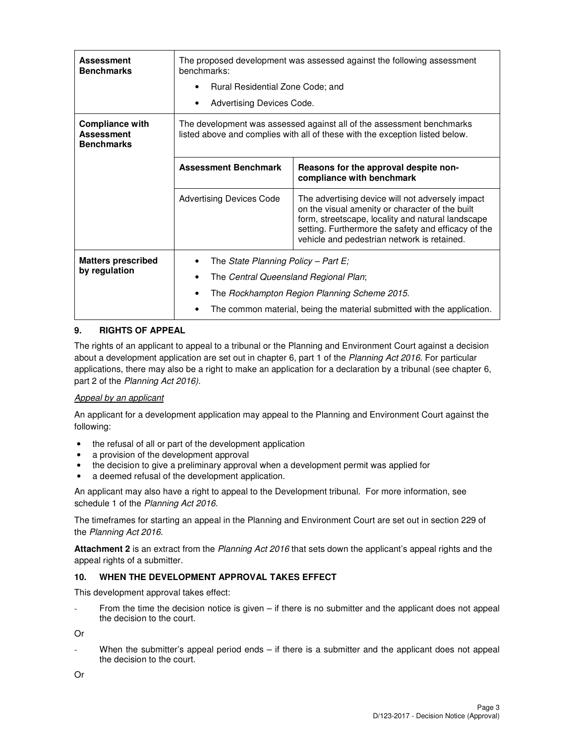| **Assessment Benchmarks** | The proposed development was assessed against the following assessment benchmarks:<br>• Rural Residential Zone Code; and<br>• Advertising Devices Code. | |
|---|---|---|
| **Compliance with Assessment Benchmarks** | The development was assessed against all of the assessment benchmarks listed above and complies with all of these with the exception listed below. | |
| | **Assessment Benchmark** | **Reasons for the approval despite non-compliance with benchmark** |
| | Advertising Devices Code | The advertising device will not adversely impact on the visual amenity or character of the built form, streetscape, locality and natural landscape setting. Furthermore the safety and efficacy of the vehicle and pedestrian network is retained. |
| **Matters prescribed by regulation** | • The *State Planning Policy – Part E;*<br>• The *Central Queensland Regional Plan*;<br>• The *Rockhampton Region Planning Scheme 2015.*<br>• The common material, being the material submitted with the application. | |

## 9. RIGHTS OF APPEAL

The rights of an applicant to appeal to a tribunal or the Planning and Environment Court against a decision about a development application are set out in chapter 6, part 1 of the *Planning Act 2016*. For particular applications, there may also be a right to make an application for a declaration by a tribunal (see chapter 6, part 2 of the *Planning Act 2016)*.

*Appeal by an applicant*

An applicant for a development application may appeal to the Planning and Environment Court against the following:

- the refusal of all or part of the development application
- a provision of the development approval
- the decision to give a preliminary approval when a development permit was applied for
- a deemed refusal of the development application.

An applicant may also have a right to appeal to the Development tribunal. For more information, see schedule 1 of the *Planning Act 2016*.

The timeframes for starting an appeal in the Planning and Environment Court are set out in section 229 of the *Planning Act 2016*.

**Attachment 2** is an extract from the *Planning Act 2016* that sets down the applicant's appeal rights and the appeal rights of a submitter.

## 10. WHEN THE DEVELOPMENT APPROVAL TAKES EFFECT

This development approval takes effect:

- From the time the decision notice is given – if there is no submitter and the applicant does not appeal the decision to the court.

Or

- When the submitter's appeal period ends – if there is a submitter and the applicant does not appeal the decision to the court.

Or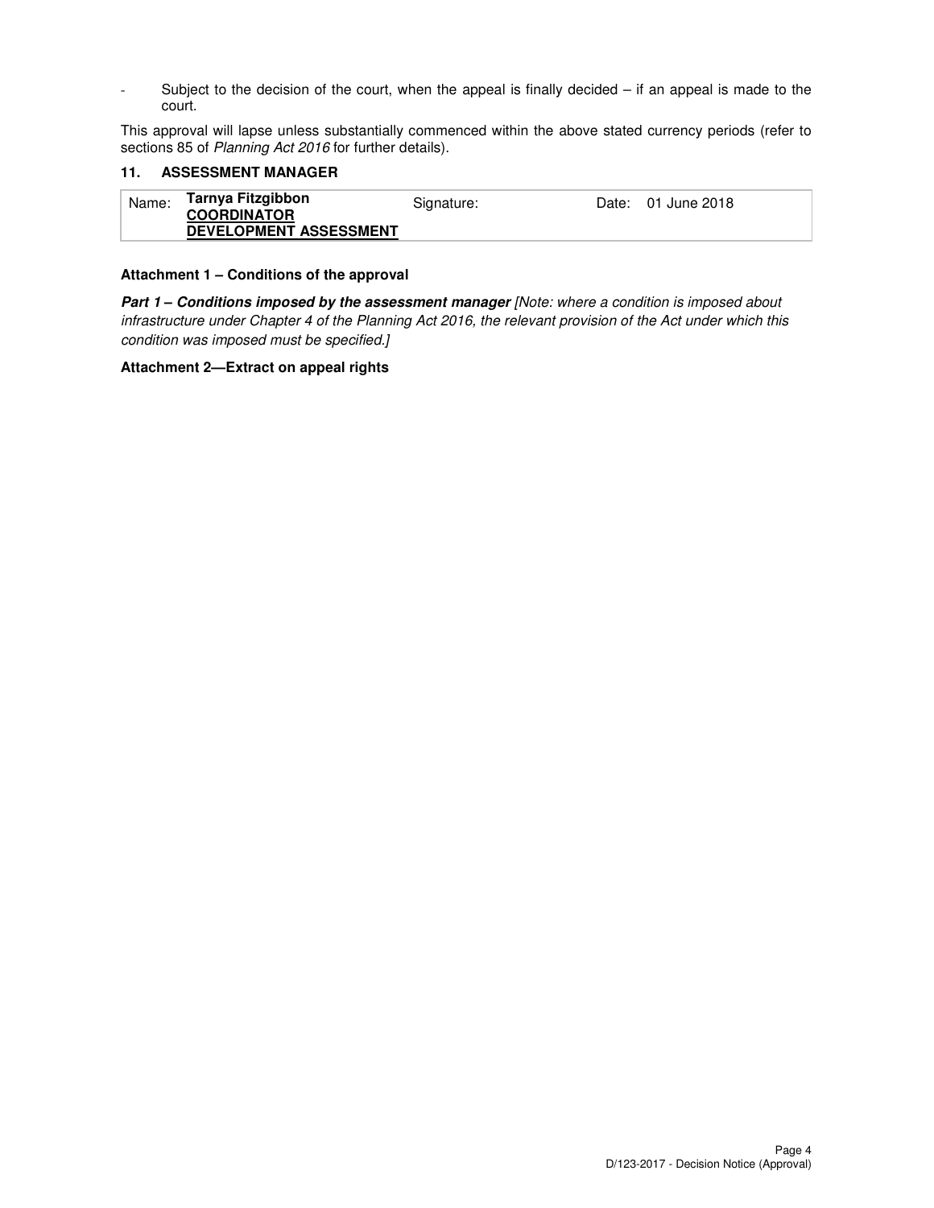- Subject to the decision of the court, when the appeal is finally decided – if an appeal is made to the court.

This approval will lapse unless substantially commenced within the above stated currency periods (refer to sections 85 of *Planning Act 2016* for further details).

### 11. ASSESSMENT MANAGER

| Name: | **Tarnya Fitzgibbon** **COORDINATOR DEVELOPMENT ASSESSMENT** | Signature: | | Date: | 01 June 2018 |
|---|---|---|---|---|---|

**Attachment 1 – Conditions of the approval**

***Part 1 – Conditions imposed by the assessment manager*** *[Note: where a condition is imposed about infrastructure under Chapter 4 of the Planning Act 2016, the relevant provision of the Act under which this condition was imposed must be specified.]*

**Attachment 2—Extract on appeal rights**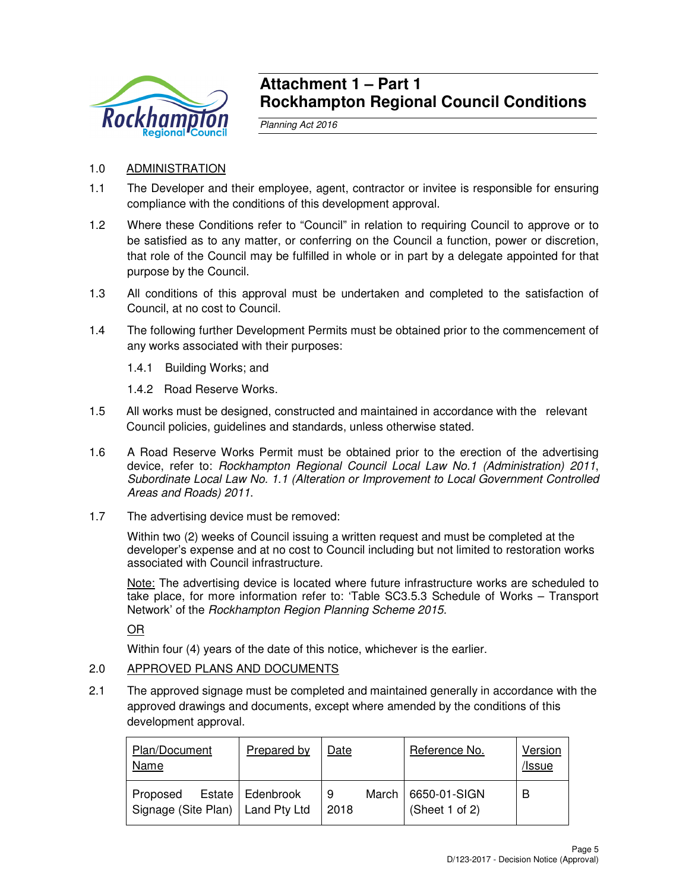# Attachment 1 – Part 1
# Rockhampton Regional Council Conditions

*Planning Act 2016*

1.0 ADMINISTRATION

1.1 The Developer and their employee, agent, contractor or invitee is responsible for ensuring compliance with the conditions of this development approval.

1.2 Where these Conditions refer to "Council" in relation to requiring Council to approve or to be satisfied as to any matter, or conferring on the Council a function, power or discretion, that role of the Council may be fulfilled in whole or in part by a delegate appointed for that purpose by the Council.

1.3 All conditions of this approval must be undertaken and completed to the satisfaction of Council, at no cost to Council.

1.4 The following further Development Permits must be obtained prior to the commencement of any works associated with their purposes:

1.4.1 Building Works; and

1.4.2 Road Reserve Works.

1.5 All works must be designed, constructed and maintained in accordance with the relevant Council policies, guidelines and standards, unless otherwise stated.

1.6 A Road Reserve Works Permit must be obtained prior to the erection of the advertising device, refer to: *Rockhampton Regional Council Local Law No.1 (Administration) 2011*, *Subordinate Local Law No. 1.1 (Alteration or Improvement to Local Government Controlled Areas and Roads) 2011*.

1.7 The advertising device must be removed:

Within two (2) weeks of Council issuing a written request and must be completed at the developer's expense and at no cost to Council including but not limited to restoration works associated with Council infrastructure.

Note: The advertising device is located where future infrastructure works are scheduled to take place, for more information refer to: 'Table SC3.5.3 Schedule of Works – Transport Network' of the *Rockhampton Region Planning Scheme 2015.*

OR

Within four (4) years of the date of this notice, whichever is the earlier.

2.0 APPROVED PLANS AND DOCUMENTS

2.1 The approved signage must be completed and maintained generally in accordance with the approved drawings and documents, except where amended by the conditions of this development approval.

| Plan/Document Name | Prepared by | Date | Reference No. | Version /Issue |
|---|---|---|---|---|
| Proposed Estate Signage (Site Plan) | Edenbrook Land Pty Ltd | 9 March 2018 | 6650-01-SIGN (Sheet 1 of 2) | B |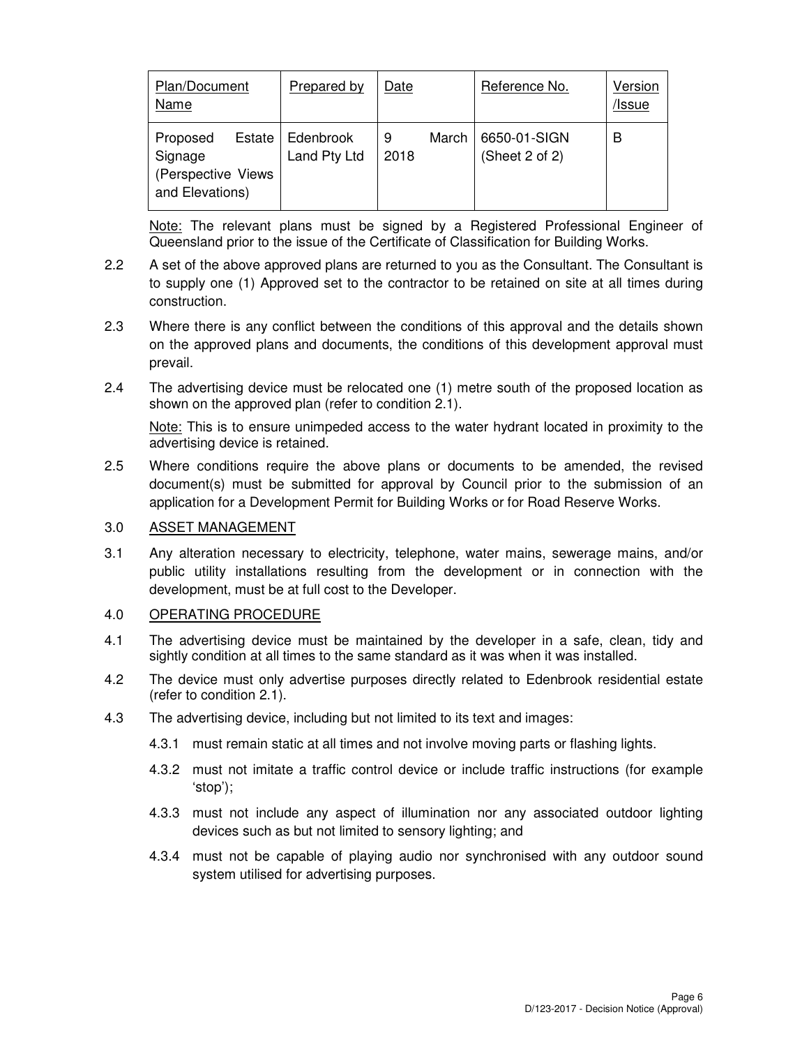| Plan/Document Name | Prepared by | Date | Reference No. | Version /Issue |
| --- | --- | --- | --- | --- |
| Proposed Estate Signage (Perspective Views and Elevations) | Edenbrook Land Pty Ltd | 9 March 2018 | 6650-01-SIGN (Sheet 2 of 2) | B |

Note: The relevant plans must be signed by a Registered Professional Engineer of Queensland prior to the issue of the Certificate of Classification for Building Works.

2.2 A set of the above approved plans are returned to you as the Consultant. The Consultant is to supply one (1) Approved set to the contractor to be retained on site at all times during construction.

2.3 Where there is any conflict between the conditions of this approval and the details shown on the approved plans and documents, the conditions of this development approval must prevail.

2.4 The advertising device must be relocated one (1) metre south of the proposed location as shown on the approved plan (refer to condition 2.1).

Note: This is to ensure unimpeded access to the water hydrant located in proximity to the advertising device is retained.

2.5 Where conditions require the above plans or documents to be amended, the revised document(s) must be submitted for approval by Council prior to the submission of an application for a Development Permit for Building Works or for Road Reserve Works.

## 3.0 ASSET MANAGEMENT

3.1 Any alteration necessary to electricity, telephone, water mains, sewerage mains, and/or public utility installations resulting from the development or in connection with the development, must be at full cost to the Developer.

## 4.0 OPERATING PROCEDURE

4.1 The advertising device must be maintained by the developer in a safe, clean, tidy and sightly condition at all times to the same standard as it was when it was installed.

4.2 The device must only advertise purposes directly related to Edenbrook residential estate (refer to condition 2.1).

4.3 The advertising device, including but not limited to its text and images:

4.3.1 must remain static at all times and not involve moving parts or flashing lights.

4.3.2 must not imitate a traffic control device or include traffic instructions (for example 'stop');

4.3.3 must not include any aspect of illumination nor any associated outdoor lighting devices such as but not limited to sensory lighting; and

4.3.4 must not be capable of playing audio nor synchronised with any outdoor sound system utilised for advertising purposes.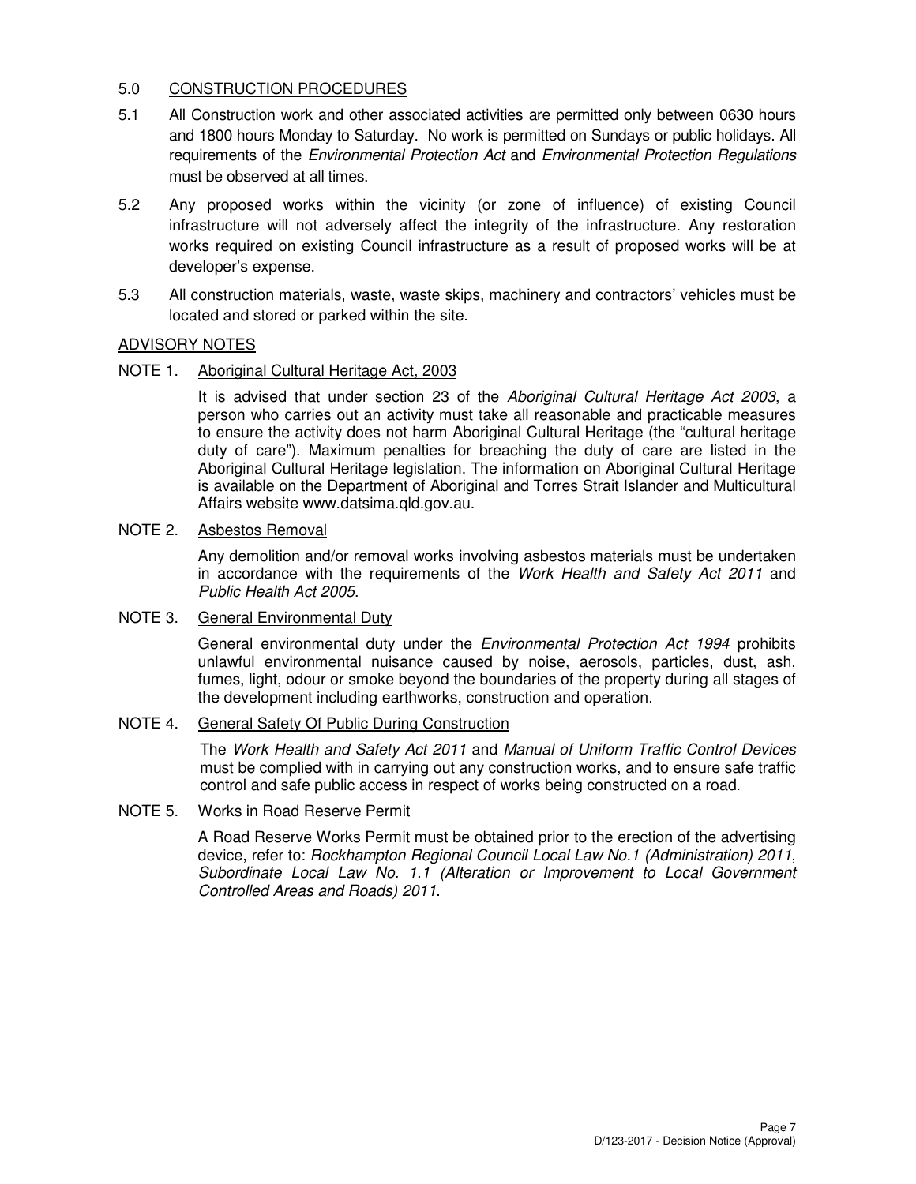## 5.0 CONSTRUCTION PROCEDURES

5.1 All Construction work and other associated activities are permitted only between 0630 hours and 1800 hours Monday to Saturday. No work is permitted on Sundays or public holidays. All requirements of the *Environmental Protection Act* and *Environmental Protection Regulations* must be observed at all times.

5.2 Any proposed works within the vicinity (or zone of influence) of existing Council infrastructure will not adversely affect the integrity of the infrastructure. Any restoration works required on existing Council infrastructure as a result of proposed works will be at developer's expense.

5.3 All construction materials, waste, waste skips, machinery and contractors' vehicles must be located and stored or parked within the site.

## ADVISORY NOTES

NOTE 1. Aboriginal Cultural Heritage Act, 2003

It is advised that under section 23 of the *Aboriginal Cultural Heritage Act 2003*, a person who carries out an activity must take all reasonable and practicable measures to ensure the activity does not harm Aboriginal Cultural Heritage (the "cultural heritage duty of care"). Maximum penalties for breaching the duty of care are listed in the Aboriginal Cultural Heritage legislation. The information on Aboriginal Cultural Heritage is available on the Department of Aboriginal and Torres Strait Islander and Multicultural Affairs website www.datsima.qld.gov.au.

NOTE 2. Asbestos Removal

Any demolition and/or removal works involving asbestos materials must be undertaken in accordance with the requirements of the *Work Health and Safety Act 2011* and *Public Health Act 2005*.

NOTE 3. General Environmental Duty

General environmental duty under the *Environmental Protection Act 1994* prohibits unlawful environmental nuisance caused by noise, aerosols, particles, dust, ash, fumes, light, odour or smoke beyond the boundaries of the property during all stages of the development including earthworks, construction and operation.

NOTE 4. General Safety Of Public During Construction

The *Work Health and Safety Act 2011* and *Manual of Uniform Traffic Control Devices* must be complied with in carrying out any construction works, and to ensure safe traffic control and safe public access in respect of works being constructed on a road.

NOTE 5. Works in Road Reserve Permit

A Road Reserve Works Permit must be obtained prior to the erection of the advertising device, refer to: *Rockhampton Regional Council Local Law No.1 (Administration) 2011*, *Subordinate Local Law No. 1.1 (Alteration or Improvement to Local Government Controlled Areas and Roads) 2011*.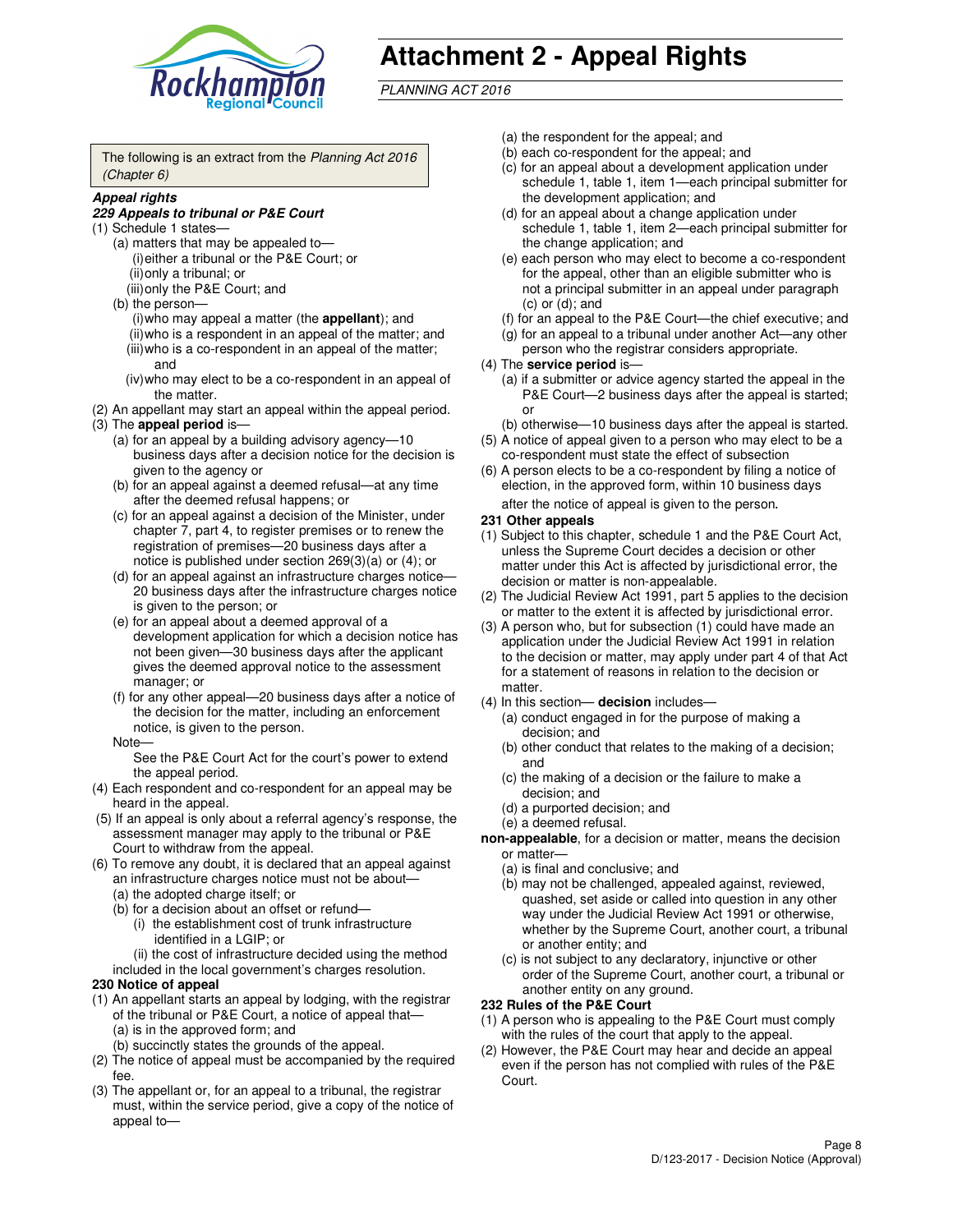# Attachment 2 - Appeal Rights

*PLANNING ACT 2016*

The following is an extract from the *Planning Act 2016 (Chapter 6)*

***Appeal rights***

***229 Appeals to tribunal or P&E Court***

(1) Schedule 1 states—
- (a) matters that may be appealed to—
  - (i) either a tribunal or the P&E Court; or
  - (ii) only a tribunal; or
  - (iii) only the P&E Court; and
- (b) the person—
  - (i) who may appeal a matter (the **appellant**); and
  - (ii) who is a respondent in an appeal of the matter; and
  - (iii) who is a co-respondent in an appeal of the matter; and
  - (iv) who may elect to be a co-respondent in an appeal of the matter.

(2) An appellant may start an appeal within the appeal period.

(3) The **appeal period** is—
- (a) for an appeal by a building advisory agency—10 business days after a decision notice for the decision is given to the agency or
- (b) for an appeal against a deemed refusal—at any time after the deemed refusal happens; or
- (c) for an appeal against a decision of the Minister, under chapter 7, part 4, to register premises or to renew the registration of premises—20 business days after a notice is published under section 269(3)(a) or (4); or
- (d) for an appeal against an infrastructure charges notice—20 business days after the infrastructure charges notice is given to the person; or
- (e) for an appeal about a deemed approval of a development application for which a decision notice has not been given—30 business days after the applicant gives the deemed approval notice to the assessment manager; or
- (f) for any other appeal—20 business days after a notice of the decision for the matter, including an enforcement notice, is given to the person.

Note—

See the P&E Court Act for the court's power to extend the appeal period.

(4) Each respondent and co-respondent for an appeal may be heard in the appeal.

(5) If an appeal is only about a referral agency's response, the assessment manager may apply to the tribunal or P&E Court to withdraw from the appeal.

(6) To remove any doubt, it is declared that an appeal against an infrastructure charges notice must not be about—
- (a) the adopted charge itself; or
- (b) for a decision about an offset or refund—
  - (i) the establishment cost of trunk infrastructure identified in a LGIP; or
  - (ii) the cost of infrastructure decided using the method included in the local government's charges resolution.

**230 Notice of appeal**

(1) An appellant starts an appeal by lodging, with the registrar of the tribunal or P&E Court, a notice of appeal that—
- (a) is in the approved form; and
- (b) succinctly states the grounds of the appeal.

(2) The notice of appeal must be accompanied by the required fee.

(3) The appellant or, for an appeal to a tribunal, the registrar must, within the service period, give a copy of the notice of appeal to—
- (a) the respondent for the appeal; and
- (b) each co-respondent for the appeal; and
- (c) for an appeal about a development application under schedule 1, table 1, item 1—each principal submitter for the development application; and
- (d) for an appeal about a change application under schedule 1, table 1, item 2—each principal submitter for the change application; and
- (e) each person who may elect to become a co-respondent for the appeal, other than an eligible submitter who is not a principal submitter in an appeal under paragraph (c) or (d); and
- (f) for an appeal to the P&E Court—the chief executive; and
- (g) for an appeal to a tribunal under another Act—any other person who the registrar considers appropriate.

(4) The **service period** is—
- (a) if a submitter or advice agency started the appeal in the P&E Court—2 business days after the appeal is started; or
- (b) otherwise—10 business days after the appeal is started.

(5) A notice of appeal given to a person who may elect to be a co-respondent must state the effect of subsection

(6) A person elects to be a co-respondent by filing a notice of election, in the approved form, within 10 business days after the notice of appeal is given to the person.

**231 Other appeals**

(1) Subject to this chapter, schedule 1 and the P&E Court Act, unless the Supreme Court decides a decision or other matter under this Act is affected by jurisdictional error, the decision or matter is non-appealable.

(2) The Judicial Review Act 1991, part 5 applies to the decision or matter to the extent it is affected by jurisdictional error.

(3) A person who, but for subsection (1) could have made an application under the Judicial Review Act 1991 in relation to the decision or matter, may apply under part 4 of that Act for a statement of reasons in relation to the decision or matter.

(4) In this section— **decision** includes—
- (a) conduct engaged in for the purpose of making a decision; and
- (b) other conduct that relates to the making of a decision; and
- (c) the making of a decision or the failure to make a decision; and
- (d) a purported decision; and
- (e) a deemed refusal.

**non-appealable**, for a decision or matter, means the decision or matter—
- (a) is final and conclusive; and
- (b) may not be challenged, appealed against, reviewed, quashed, set aside or called into question in any other way under the Judicial Review Act 1991 or otherwise, whether by the Supreme Court, another court, a tribunal or another entity; and
- (c) is not subject to any declaratory, injunctive or other order of the Supreme Court, another court, a tribunal or another entity on any ground.

**232 Rules of the P&E Court**

(1) A person who is appealing to the P&E Court must comply with the rules of the court that apply to the appeal.

(2) However, the P&E Court may hear and decide an appeal even if the person has not complied with rules of the P&E Court.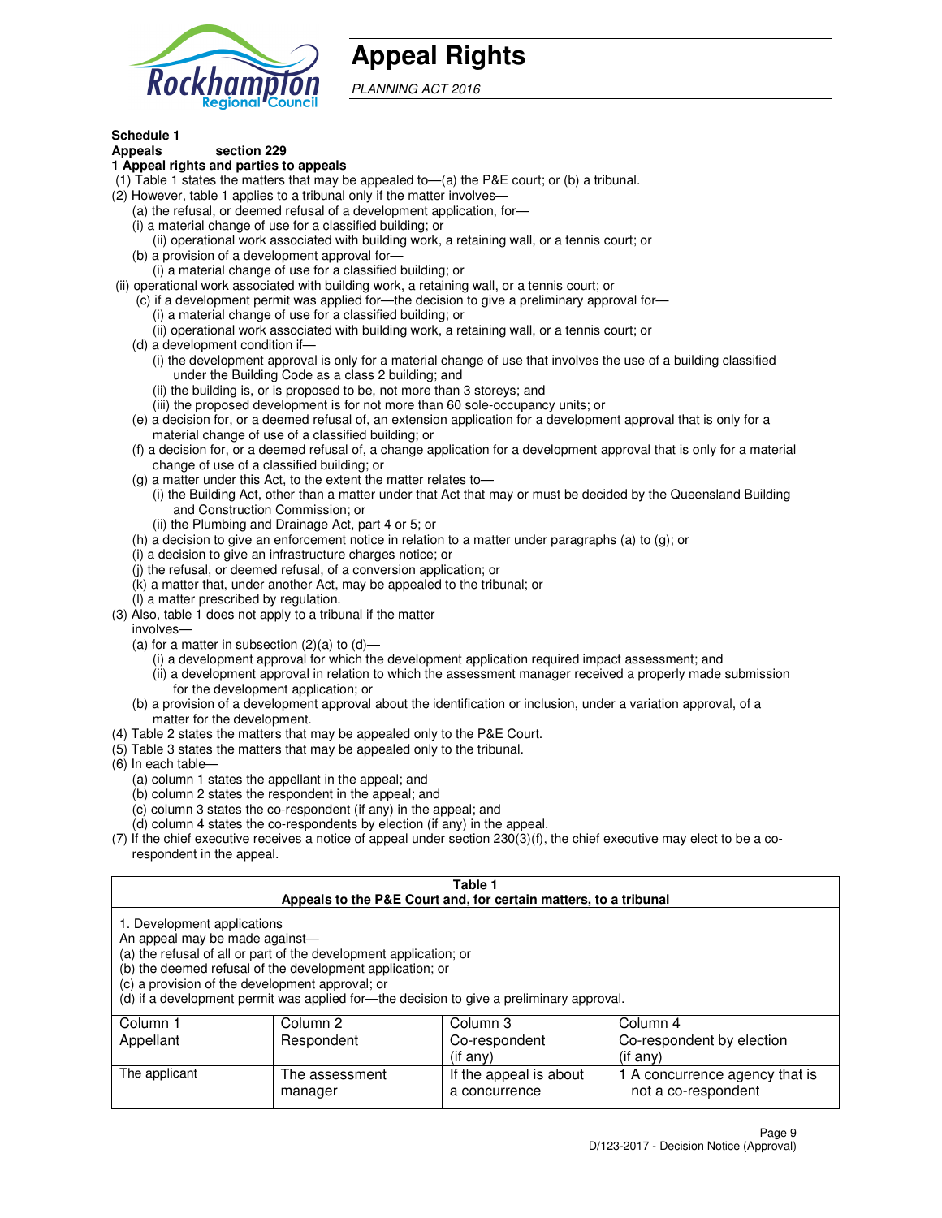# Appeal Rights

*PLANNING ACT 2016*

**Schedule 1**
**Appeals section 229**
**1 Appeal rights and parties to appeals**

(1) Table 1 states the matters that may be appealed to—(a) the P&E court; or (b) a tribunal.

(2) However, table 1 applies to a tribunal only if the matter involves—

(a) the refusal, or deemed refusal of a development application, for—

(i) a material change of use for a classified building; or

(ii) operational work associated with building work, a retaining wall, or a tennis court; or

(b) a provision of a development approval for—

(i) a material change of use for a classified building; or

(ii) operational work associated with building work, a retaining wall, or a tennis court; or

(c) if a development permit was applied for—the decision to give a preliminary approval for—

(i) a material change of use for a classified building; or

(ii) operational work associated with building work, a retaining wall, or a tennis court; or

(d) a development condition if—

(i) the development approval is only for a material change of use that involves the use of a building classified under the Building Code as a class 2 building; and

(ii) the building is, or is proposed to be, not more than 3 storeys; and

(iii) the proposed development is for not more than 60 sole-occupancy units; or

(e) a decision for, or a deemed refusal of, an extension application for a development approval that is only for a material change of use of a classified building; or

(f) a decision for, or a deemed refusal of, a change application for a development approval that is only for a material change of use of a classified building; or

(g) a matter under this Act, to the extent the matter relates to—

(i) the Building Act, other than a matter under that Act that may or must be decided by the Queensland Building and Construction Commission; or

(ii) the Plumbing and Drainage Act, part 4 or 5; or

(h) a decision to give an enforcement notice in relation to a matter under paragraphs (a) to (g); or

(i) a decision to give an infrastructure charges notice; or

(j) the refusal, or deemed refusal, of a conversion application; or

(k) a matter that, under another Act, may be appealed to the tribunal; or

(l) a matter prescribed by regulation.

(3) Also, table 1 does not apply to a tribunal if the matter involves—

(a) for a matter in subsection (2)(a) to (d)—

(i) a development approval for which the development application required impact assessment; and

(ii) a development approval in relation to which the assessment manager received a properly made submission for the development application; or

(b) a provision of a development approval about the identification or inclusion, under a variation approval, of a matter for the development.

(4) Table 2 states the matters that may be appealed only to the P&E Court.

(5) Table 3 states the matters that may be appealed only to the tribunal.

(6) In each table—

(a) column 1 states the appellant in the appeal; and

(b) column 2 states the respondent in the appeal; and

(c) column 3 states the co-respondent (if any) in the appeal; and

(d) column 4 states the co-respondents by election (if any) in the appeal.

(7) If the chief executive receives a notice of appeal under section 230(3)(f), the chief executive may elect to be a co-respondent in the appeal.

**Table 1**
**Appeals to the P&E Court and, for certain matters, to a tribunal**

1. Development applications
An appeal may be made against—
(a) the refusal of all or part of the development application; or
(b) the deemed refusal of the development application; or
(c) a provision of the development approval; or
(d) if a development permit was applied for—the decision to give a preliminary approval.

| Column 1<br>Appellant | Column 2<br>Respondent | Column 3<br>Co-respondent<br>(if any) | Column 4<br>Co-respondent by election<br>(if any) |
|---|---|---|---|
| The applicant | The assessment manager | If the appeal is about a concurrence | 1 A concurrence agency that is not a co-respondent |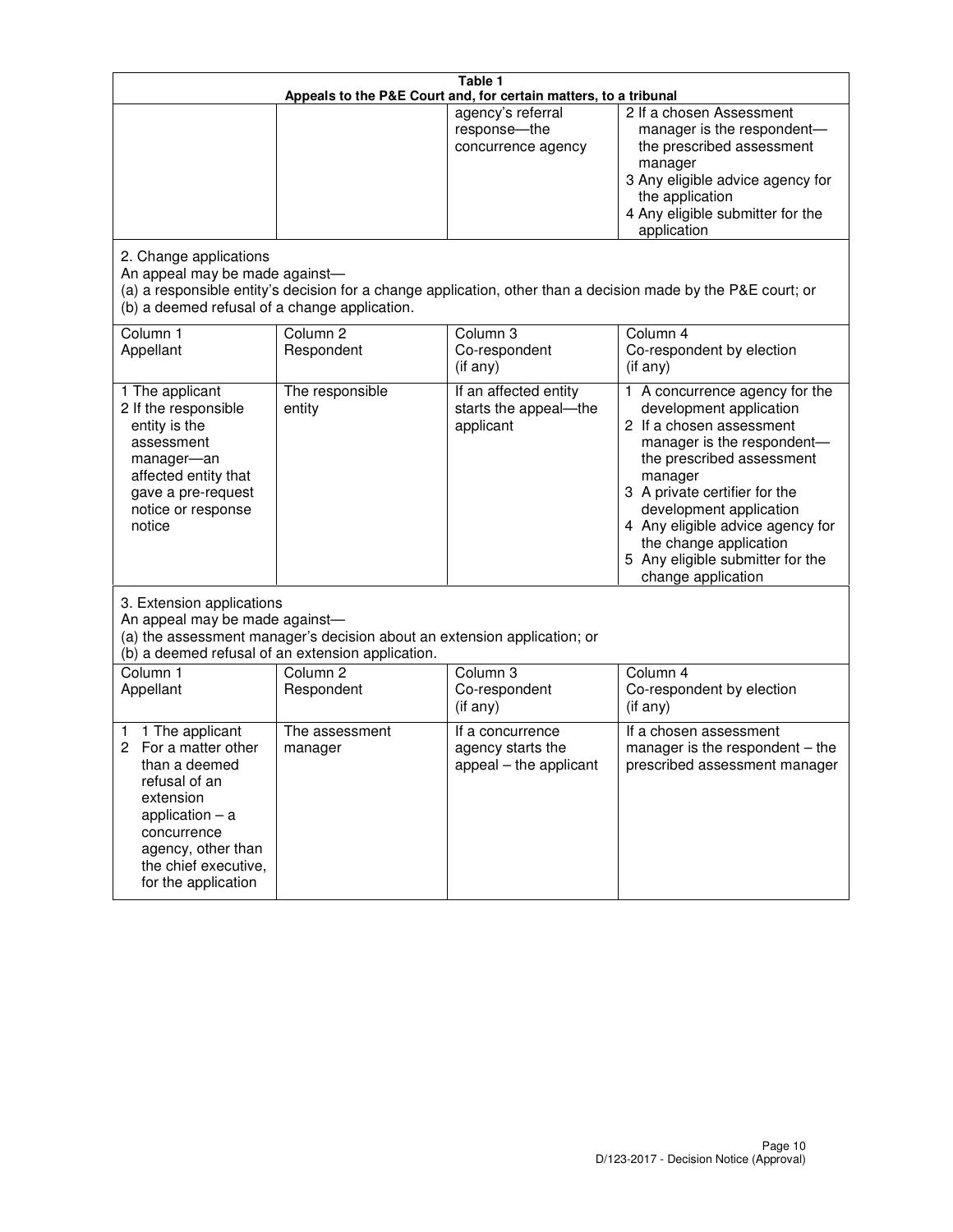**Table 1**
**Appeals to the P&E Court and, for certain matters, to a tribunal**

| | | | |
|---|---|---|---|
| | | agency's referral response—the concurrence agency | 2 If a chosen Assessment manager is the respondent—the prescribed assessment manager<br>3 Any eligible advice agency for the application<br>4 Any eligible submitter for the application |

2. Change applications
An appeal may be made against—
(a) a responsible entity's decision for a change application, other than a decision made by the P&E court; or
(b) a deemed refusal of a change application.

| Column 1<br>Appellant | Column 2<br>Respondent | Column 3<br>Co-respondent<br>(if any) | Column 4<br>Co-respondent by election<br>(if any) |
|---|---|---|---|
| 1 The applicant<br>2 If the responsible entity is the assessment manager—an affected entity that gave a pre-request notice or response notice | The responsible entity | If an affected entity starts the appeal—the applicant | 1 A concurrence agency for the development application<br>2 If a chosen assessment manager is the respondent—the prescribed assessment manager<br>3 A private certifier for the development application<br>4 Any eligible advice agency for the change application<br>5 Any eligible submitter for the change application |

3. Extension applications
An appeal may be made against—
(a) the assessment manager's decision about an extension application; or
(b) a deemed refusal of an extension application.

| Column 1<br>Appellant | Column 2<br>Respondent | Column 3<br>Co-respondent<br>(if any) | Column 4<br>Co-respondent by election<br>(if any) |
|---|---|---|---|
| 1 1 The applicant<br>2 For a matter other than a deemed refusal of an extension application – a concurrence agency, other than the chief executive, for the application | The assessment manager | If a concurrence agency starts the appeal – the applicant | If a chosen assessment manager is the respondent – the prescribed assessment manager |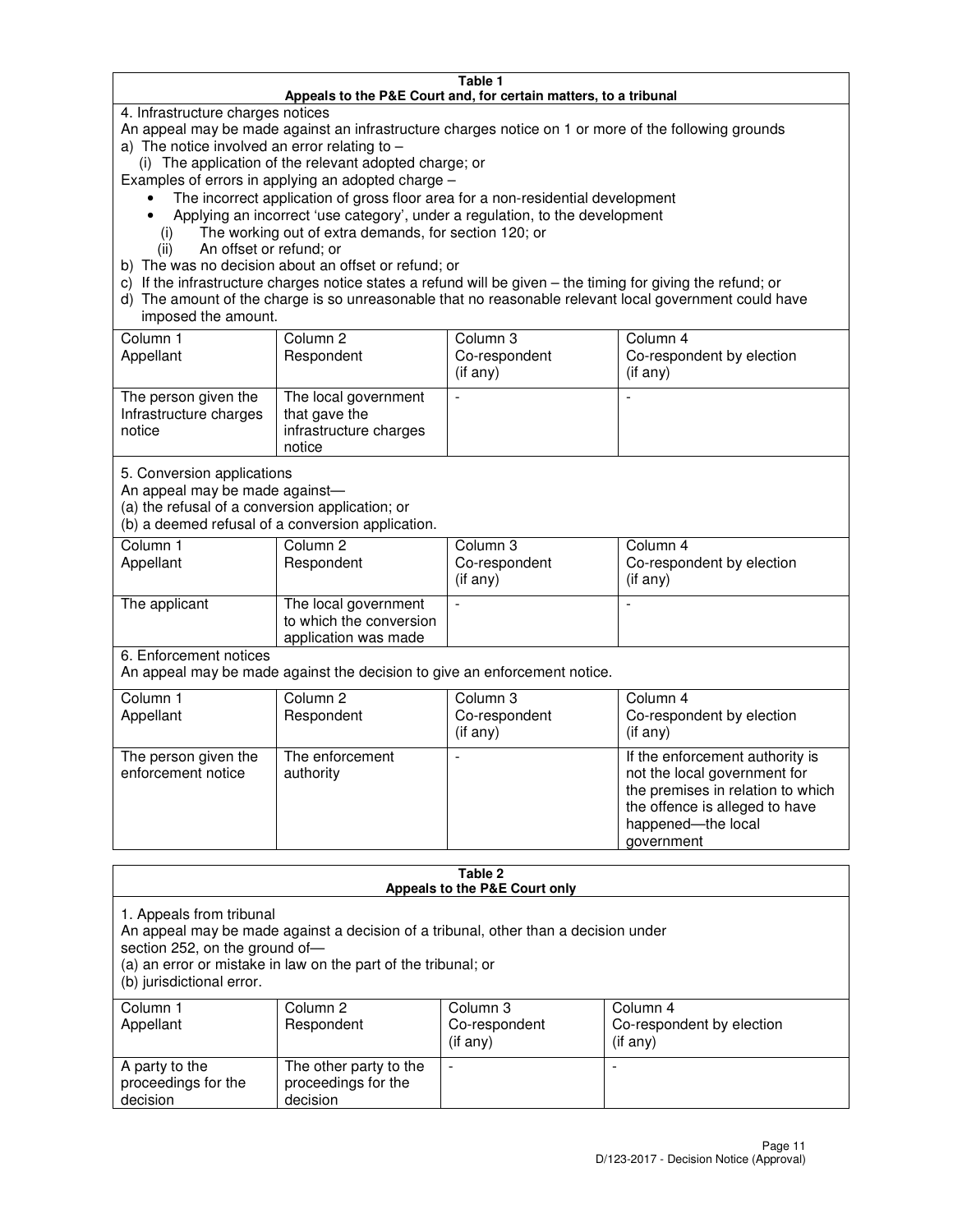**Table 1**
**Appeals to the P&E Court and, for certain matters, to a tribunal**

4. Infrastructure charges notices

An appeal may be made against an infrastructure charges notice on 1 or more of the following grounds

a) The notice involved an error relating to –
   (i) The application of the relevant adopted charge; or

Examples of errors in applying an adopted charge –

- The incorrect application of gross floor area for a non-residential development
- Applying an incorrect 'use category', under a regulation, to the development
  (i) The working out of extra demands, for section 120; or
  (ii) An offset or refund; or

b) The was no decision about an offset or refund; or
c) If the infrastructure charges notice states a refund will be given – the timing for giving the refund; or
d) The amount of the charge is so unreasonable that no reasonable relevant local government could have imposed the amount.

| Column 1 Appellant | Column 2 Respondent | Column 3 Co-respondent (if any) | Column 4 Co-respondent by election (if any) |
|---|---|---|---|
| The person given the Infrastructure charges notice | The local government that gave the infrastructure charges notice | - | - |

5. Conversion applications

An appeal may be made against—
(a) the refusal of a conversion application; or
(b) a deemed refusal of a conversion application.

| Column 1 Appellant | Column 2 Respondent | Column 3 Co-respondent (if any) | Column 4 Co-respondent by election (if any) |
|---|---|---|---|
| The applicant | The local government to which the conversion application was made | - | - |

6. Enforcement notices

An appeal may be made against the decision to give an enforcement notice.

| Column 1 Appellant | Column 2 Respondent | Column 3 Co-respondent (if any) | Column 4 Co-respondent by election (if any) |
|---|---|---|---|
| The person given the enforcement notice | The enforcement authority | - | If the enforcement authority is not the local government for the premises in relation to which the offence is alleged to have happened—the local government |

**Table 2**
**Appeals to the P&E Court only**

1. Appeals from tribunal

An appeal may be made against a decision of a tribunal, other than a decision under section 252, on the ground of—
(a) an error or mistake in law on the part of the tribunal; or
(b) jurisdictional error.

| Column 1 Appellant | Column 2 Respondent | Column 3 Co-respondent (if any) | Column 4 Co-respondent by election (if any) |
|---|---|---|---|
| A party to the proceedings for the decision | The other party to the proceedings for the decision | - | - |

D/123-2017 - Decision Notice (Approval)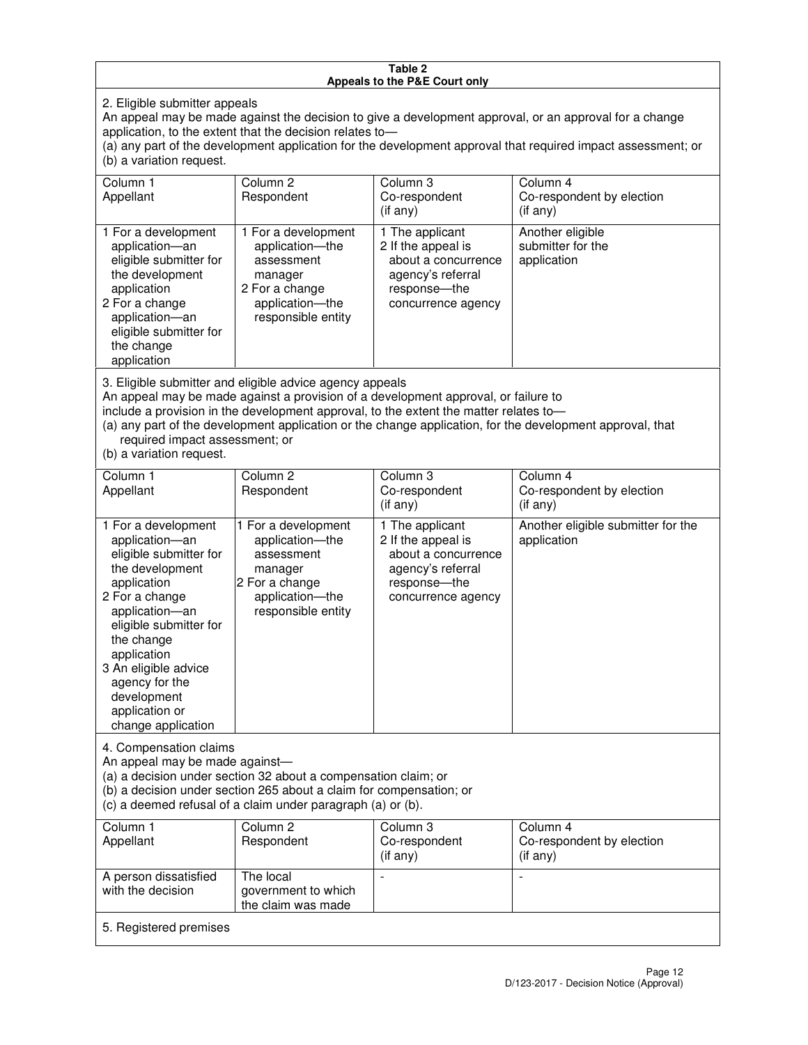**Table 2**
**Appeals to the P&E Court only**

2. Eligible submitter appeals

An appeal may be made against the decision to give a development approval, or an approval for a change application, to the extent that the decision relates to—
(a) any part of the development application for the development approval that required impact assessment; or
(b) a variation request.

| Column 1<br>Appellant | Column 2<br>Respondent | Column 3<br>Co-respondent<br>(if any) | Column 4<br>Co-respondent by election<br>(if any) |
|---|---|---|---|
| 1 For a development application—an eligible submitter for the development application<br>2 For a change application—an eligible submitter for the change application | 1 For a development application—the assessment manager<br>2 For a change application—the responsible entity | 1 The applicant<br>2 If the appeal is about a concurrence agency's referral response—the concurrence agency | Another eligible submitter for the application |

3. Eligible submitter and eligible advice agency appeals

An appeal may be made against a provision of a development approval, or failure to include a provision in the development approval, to the extent the matter relates to—
(a) any part of the development application or the change application, for the development approval, that required impact assessment; or
(b) a variation request.

| Column 1<br>Appellant | Column 2<br>Respondent | Column 3<br>Co-respondent<br>(if any) | Column 4<br>Co-respondent by election<br>(if any) |
|---|---|---|---|
| 1 For a development application—an eligible submitter for the development application<br>2 For a change application—an eligible submitter for the change application<br>3 An eligible advice agency for the development application or change application | 1 For a development application—the assessment manager<br>2 For a change application—the responsible entity | 1 The applicant<br>2 If the appeal is about a concurrence agency's referral response—the concurrence agency | Another eligible submitter for the application |

4. Compensation claims

An appeal may be made against—
(a) a decision under section 32 about a compensation claim; or
(b) a decision under section 265 about a claim for compensation; or
(c) a deemed refusal of a claim under paragraph (a) or (b).

| Column 1<br>Appellant | Column 2<br>Respondent | Column 3<br>Co-respondent<br>(if any) | Column 4<br>Co-respondent by election<br>(if any) |
|---|---|---|---|
| A person dissatisfied with the decision | The local government to which the claim was made | - | - |

5. Registered premises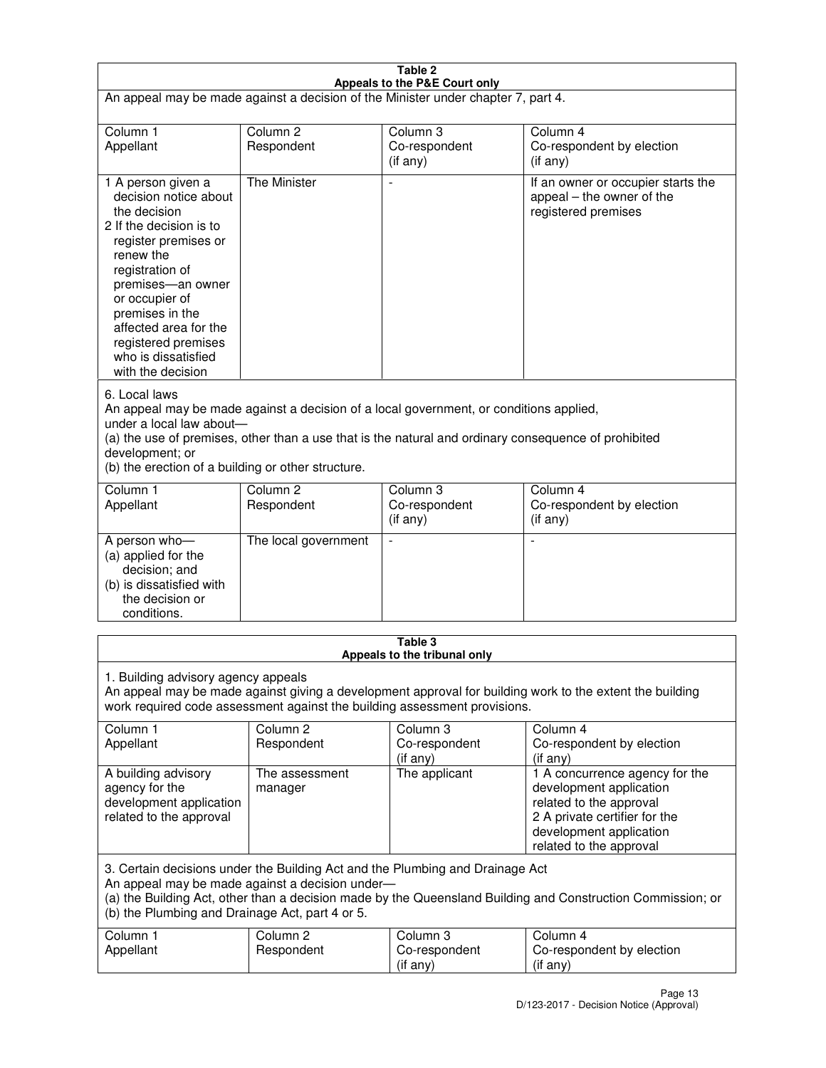**Table 2**
**Appeals to the P&E Court only**

An appeal may be made against a decision of the Minister under chapter 7, part 4.

| Column 1<br>Appellant | Column 2<br>Respondent | Column 3<br>Co-respondent<br>(if any) | Column 4<br>Co-respondent by election<br>(if any) |
|---|---|---|---|
| 1 A person given a decision notice about the decision<br>2 If the decision is to register premises or renew the registration of premises—an owner or occupier of premises in the affected area for the registered premises who is dissatisfied with the decision | The Minister | - | If an owner or occupier starts the appeal – the owner of the registered premises |

6. Local laws

An appeal may be made against a decision of a local government, or conditions applied, under a local law about—

(a) the use of premises, other than a use that is the natural and ordinary consequence of prohibited development; or

(b) the erection of a building or other structure.

| Column 1<br>Appellant | Column 2<br>Respondent | Column 3<br>Co-respondent<br>(if any) | Column 4<br>Co-respondent by election<br>(if any) |
|---|---|---|---|
| A person who—<br>(a) applied for the decision; and<br>(b) is dissatisfied with the decision or conditions. | The local government | - | - |

**Table 3**
**Appeals to the tribunal only**

1. Building advisory agency appeals

An appeal may be made against giving a development approval for building work to the extent the building work required code assessment against the building assessment provisions.

| Column 1<br>Appellant | Column 2<br>Respondent | Column 3<br>Co-respondent<br>(if any) | Column 4<br>Co-respondent by election<br>(if any) |
|---|---|---|---|
| A building advisory agency for the development application related to the approval | The assessment manager | The applicant | 1 A concurrence agency for the development application related to the approval<br>2 A private certifier for the development application related to the approval |

3. Certain decisions under the Building Act and the Plumbing and Drainage Act

An appeal may be made against a decision under—

(a) the Building Act, other than a decision made by the Queensland Building and Construction Commission; or

(b) the Plumbing and Drainage Act, part 4 or 5.

| Column 1<br>Appellant | Column 2<br>Respondent | Column 3<br>Co-respondent<br>(if any) | Column 4<br>Co-respondent by election<br>(if any) |
|---|---|---|---|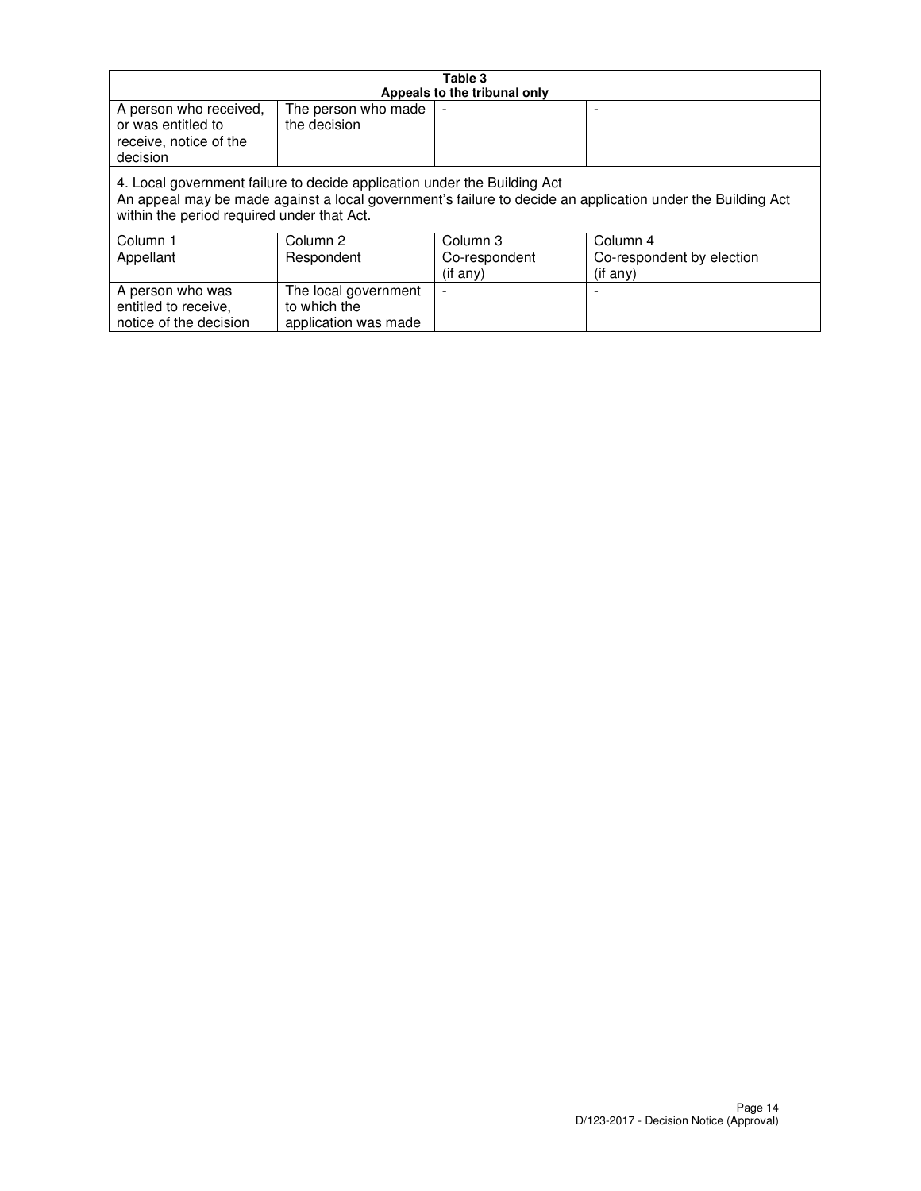**Table 3**
**Appeals to the tribunal only**

| | | | |
|---|---|---|---|
| A person who received, or was entitled to receive, notice of the decision | The person who made the decision | - | - |

4. Local government failure to decide application under the Building Act
An appeal may be made against a local government's failure to decide an application under the Building Act within the period required under that Act.

| Column 1<br>Appellant | Column 2<br>Respondent | Column 3<br>Co-respondent<br>(if any) | Column 4<br>Co-respondent by election<br>(if any) |
|---|---|---|---|
| A person who was entitled to receive, notice of the decision | The local government to which the application was made | - | - |